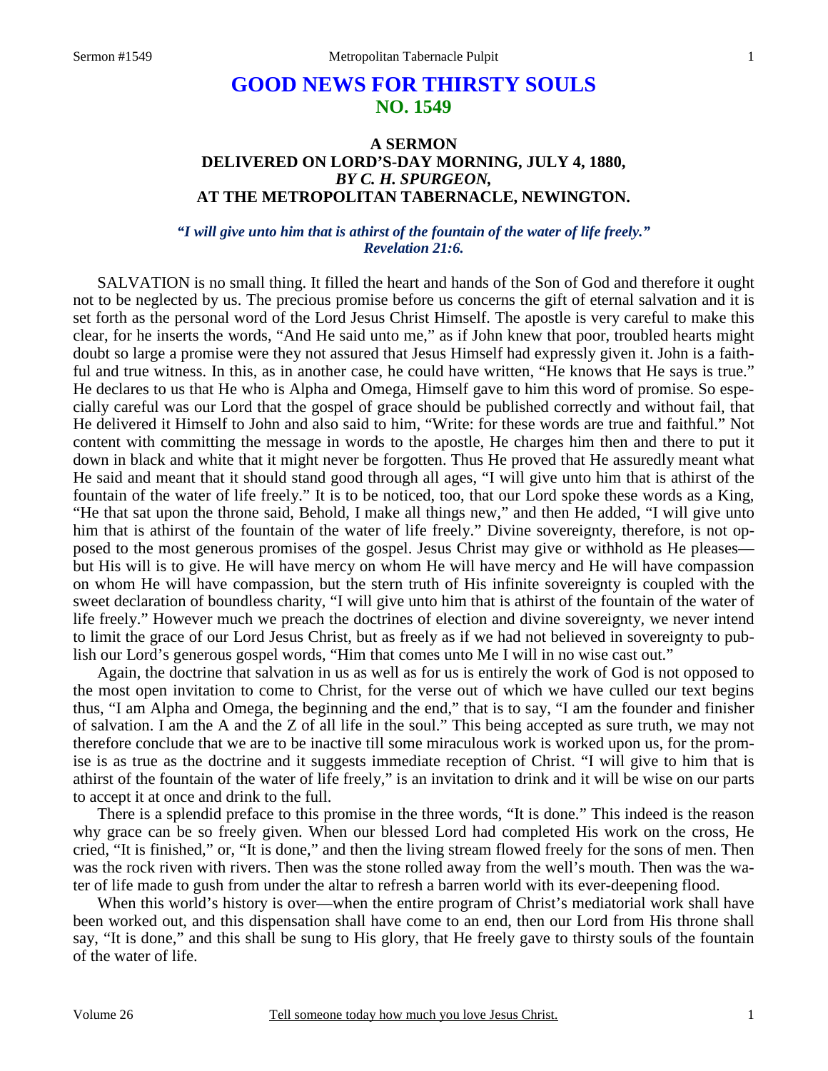# GOOD NEWS FOR THIRSTY SOULS
## NO. 1549

### A SERMON
### DELIVERED ON LORD'S-DAY MORNING, JULY 4, 1880,
### *BY C. H. SPURGEON,*
### AT THE METROPOLITAN TABERNACLE, NEWINGTON.

*"I will give unto him that is athirst of the fountain of the water of life freely." Revelation 21:6.*

SALVATION is no small thing. It filled the heart and hands of the Son of God and therefore it ought not to be neglected by us. The precious promise before us concerns the gift of eternal salvation and it is set forth as the personal word of the Lord Jesus Christ Himself. The apostle is very careful to make this clear, for he inserts the words, "And He said unto me," as if John knew that poor, troubled hearts might doubt so large a promise were they not assured that Jesus Himself had expressly given it. John is a faithful and true witness. In this, as in another case, he could have written, "He knows that He says is true." He declares to us that He who is Alpha and Omega, Himself gave to him this word of promise. So especially careful was our Lord that the gospel of grace should be published correctly and without fail, that He delivered it Himself to John and also said to him, "Write: for these words are true and faithful." Not content with committing the message in words to the apostle, He charges him then and there to put it down in black and white that it might never be forgotten. Thus He proved that He assuredly meant what He said and meant that it should stand good through all ages, "I will give unto him that is athirst of the fountain of the water of life freely." It is to be noticed, too, that our Lord spoke these words as a King, "He that sat upon the throne said, Behold, I make all things new," and then He added, "I will give unto him that is athirst of the fountain of the water of life freely." Divine sovereignty, therefore, is not opposed to the most generous promises of the gospel. Jesus Christ may give or withhold as He pleases—but His will is to give. He will have mercy on whom He will have mercy and He will have compassion on whom He will have compassion, but the stern truth of His infinite sovereignty is coupled with the sweet declaration of boundless charity, "I will give unto him that is athirst of the fountain of the water of life freely." However much we preach the doctrines of election and divine sovereignty, we never intend to limit the grace of our Lord Jesus Christ, but as freely as if we had not believed in sovereignty to publish our Lord's generous gospel words, "Him that comes unto Me I will in no wise cast out."

Again, the doctrine that salvation in us as well as for us is entirely the work of God is not opposed to the most open invitation to come to Christ, for the verse out of which we have culled our text begins thus, "I am Alpha and Omega, the beginning and the end," that is to say, "I am the founder and finisher of salvation. I am the A and the Z of all life in the soul." This being accepted as sure truth, we may not therefore conclude that we are to be inactive till some miraculous work is worked upon us, for the promise is as true as the doctrine and it suggests immediate reception of Christ. "I will give to him that is athirst of the fountain of the water of life freely," is an invitation to drink and it will be wise on our parts to accept it at once and drink to the full.

There is a splendid preface to this promise in the three words, "It is done." This indeed is the reason why grace can be so freely given. When our blessed Lord had completed His work on the cross, He cried, "It is finished," or, "It is done," and then the living stream flowed freely for the sons of men. Then was the rock riven with rivers. Then was the stone rolled away from the well's mouth. Then was the water of life made to gush from under the altar to refresh a barren world with its ever-deepening flood.

When this world's history is over—when the entire program of Christ's mediatorial work shall have been worked out, and this dispensation shall have come to an end, then our Lord from His throne shall say, "It is done," and this shall be sung to His glory, that He freely gave to thirsty souls of the fountain of the water of life.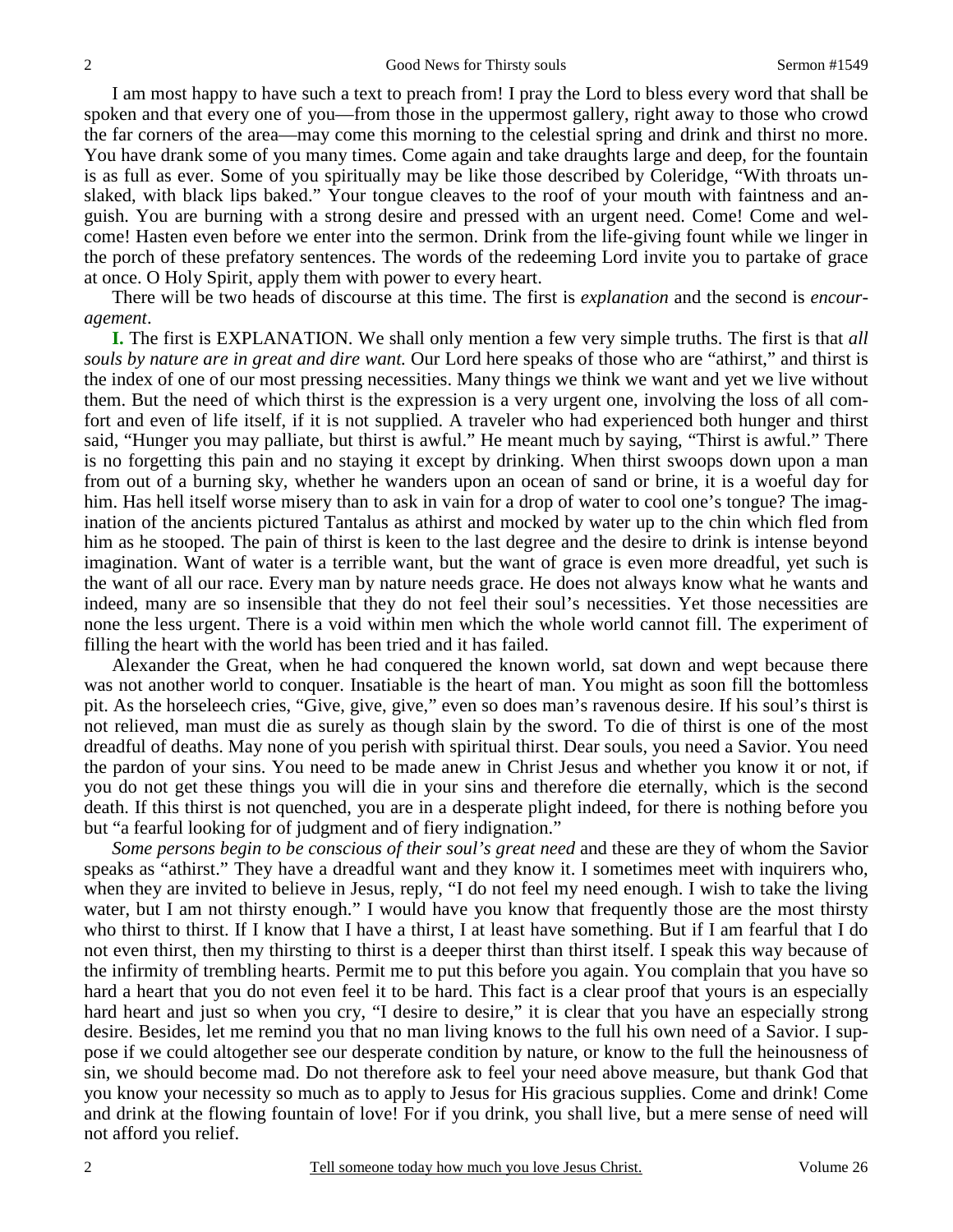I am most happy to have such a text to preach from! I pray the Lord to bless every word that shall be spoken and that every one of you—from those in the uppermost gallery, right away to those who crowd the far corners of the area—may come this morning to the celestial spring and drink and thirst no more. You have drank some of you many times. Come again and take draughts large and deep, for the fountain is as full as ever. Some of you spiritually may be like those described by Coleridge, "With throats unslaked, with black lips baked." Your tongue cleaves to the roof of your mouth with faintness and anguish. You are burning with a strong desire and pressed with an urgent need. Come! Come and welcome! Hasten even before we enter into the sermon. Drink from the life-giving fount while we linger in the porch of these prefatory sentences. The words of the redeeming Lord invite you to partake of grace at once. O Holy Spirit, apply them with power to every heart.

There will be two heads of discourse at this time. The first is *explanation* and the second is *encouragement*.

**I.** The first is EXPLANATION. We shall only mention a few very simple truths. The first is that *all souls by nature are in great and dire want.* Our Lord here speaks of those who are "athirst," and thirst is the index of one of our most pressing necessities. Many things we think we want and yet we live without them. But the need of which thirst is the expression is a very urgent one, involving the loss of all comfort and even of life itself, if it is not supplied. A traveler who had experienced both hunger and thirst said, "Hunger you may palliate, but thirst is awful." He meant much by saying, "Thirst is awful." There is no forgetting this pain and no staying it except by drinking. When thirst swoops down upon a man from out of a burning sky, whether he wanders upon an ocean of sand or brine, it is a woeful day for him. Has hell itself worse misery than to ask in vain for a drop of water to cool one's tongue? The imagination of the ancients pictured Tantalus as athirst and mocked by water up to the chin which fled from him as he stooped. The pain of thirst is keen to the last degree and the desire to drink is intense beyond imagination. Want of water is a terrible want, but the want of grace is even more dreadful, yet such is the want of all our race. Every man by nature needs grace. He does not always know what he wants and indeed, many are so insensible that they do not feel their soul's necessities. Yet those necessities are none the less urgent. There is a void within men which the whole world cannot fill. The experiment of filling the heart with the world has been tried and it has failed.

Alexander the Great, when he had conquered the known world, sat down and wept because there was not another world to conquer. Insatiable is the heart of man. You might as soon fill the bottomless pit. As the horseleech cries, "Give, give, give," even so does man's ravenous desire. If his soul's thirst is not relieved, man must die as surely as though slain by the sword. To die of thirst is one of the most dreadful of deaths. May none of you perish with spiritual thirst. Dear souls, you need a Savior. You need the pardon of your sins. You need to be made anew in Christ Jesus and whether you know it or not, if you do not get these things you will die in your sins and therefore die eternally, which is the second death. If this thirst is not quenched, you are in a desperate plight indeed, for there is nothing before you but "a fearful looking for of judgment and of fiery indignation."

*Some persons begin to be conscious of their soul's great need* and these are they of whom the Savior speaks as "athirst." They have a dreadful want and they know it. I sometimes meet with inquirers who, when they are invited to believe in Jesus, reply, "I do not feel my need enough. I wish to take the living water, but I am not thirsty enough." I would have you know that frequently those are the most thirsty who thirst to thirst. If I know that I have a thirst, I at least have something. But if I am fearful that I do not even thirst, then my thirsting to thirst is a deeper thirst than thirst itself. I speak this way because of the infirmity of trembling hearts. Permit me to put this before you again. You complain that you have so hard a heart that you do not even feel it to be hard. This fact is a clear proof that yours is an especially hard heart and just so when you cry, "I desire to desire," it is clear that you have an especially strong desire. Besides, let me remind you that no man living knows to the full his own need of a Savior. I suppose if we could altogether see our desperate condition by nature, or know to the full the heinousness of sin, we should become mad. Do not therefore ask to feel your need above measure, but thank God that you know your necessity so much as to apply to Jesus for His gracious supplies. Come and drink! Come and drink at the flowing fountain of love! For if you drink, you shall live, but a mere sense of need will not afford you relief.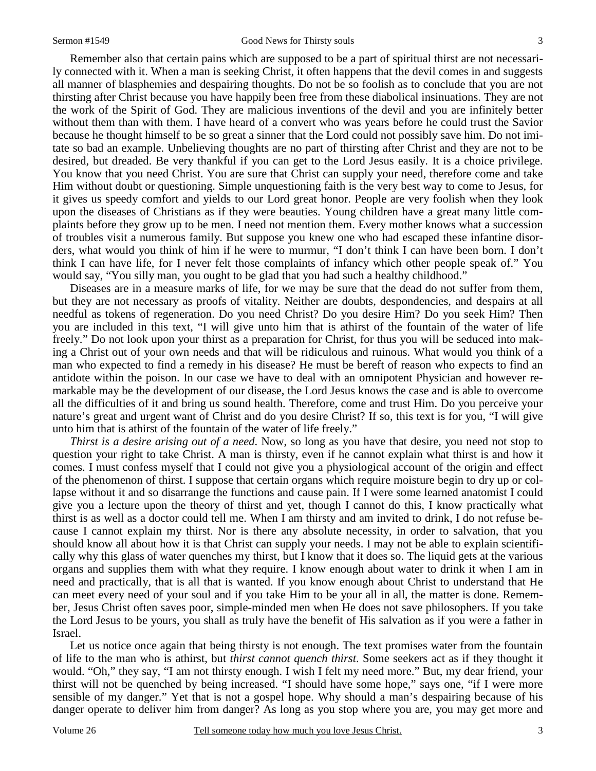Remember also that certain pains which are supposed to be a part of spiritual thirst are not necessarily connected with it. When a man is seeking Christ, it often happens that the devil comes in and suggests all manner of blasphemies and despairing thoughts. Do not be so foolish as to conclude that you are not thirsting after Christ because you have happily been free from these diabolical insinuations. They are not the work of the Spirit of God. They are malicious inventions of the devil and you are infinitely better without them than with them. I have heard of a convert who was years before he could trust the Savior because he thought himself to be so great a sinner that the Lord could not possibly save him. Do not imitate so bad an example. Unbelieving thoughts are no part of thirsting after Christ and they are not to be desired, but dreaded. Be very thankful if you can get to the Lord Jesus easily. It is a choice privilege. You know that you need Christ. You are sure that Christ can supply your need, therefore come and take Him without doubt or questioning. Simple unquestioning faith is the very best way to come to Jesus, for it gives us speedy comfort and yields to our Lord great honor. People are very foolish when they look upon the diseases of Christians as if they were beauties. Young children have a great many little complaints before they grow up to be men. I need not mention them. Every mother knows what a succession of troubles visit a numerous family. But suppose you knew one who had escaped these infantine disorders, what would you think of him if he were to murmur, "I don't think I can have been born. I don't think I can have life, for I never felt those complaints of infancy which other people speak of." You would say, "You silly man, you ought to be glad that you had such a healthy childhood."

Diseases are in a measure marks of life, for we may be sure that the dead do not suffer from them, but they are not necessary as proofs of vitality. Neither are doubts, despondencies, and despairs at all needful as tokens of regeneration. Do you need Christ? Do you desire Him? Do you seek Him? Then you are included in this text, "I will give unto him that is athirst of the fountain of the water of life freely." Do not look upon your thirst as a preparation for Christ, for thus you will be seduced into making a Christ out of your own needs and that will be ridiculous and ruinous. What would you think of a man who expected to find a remedy in his disease? He must be bereft of reason who expects to find an antidote within the poison. In our case we have to deal with an omnipotent Physician and however remarkable may be the development of our disease, the Lord Jesus knows the case and is able to overcome all the difficulties of it and bring us sound health. Therefore, come and trust Him. Do you perceive your nature's great and urgent want of Christ and do you desire Christ? If so, this text is for you, "I will give unto him that is athirst of the fountain of the water of life freely."

*Thirst is a desire arising out of a need*. Now, so long as you have that desire, you need not stop to question your right to take Christ. A man is thirsty, even if he cannot explain what thirst is and how it comes. I must confess myself that I could not give you a physiological account of the origin and effect of the phenomenon of thirst. I suppose that certain organs which require moisture begin to dry up or collapse without it and so disarrange the functions and cause pain. If I were some learned anatomist I could give you a lecture upon the theory of thirst and yet, though I cannot do this, I know practically what thirst is as well as a doctor could tell me. When I am thirsty and am invited to drink, I do not refuse because I cannot explain my thirst. Nor is there any absolute necessity, in order to salvation, that you should know all about how it is that Christ can supply your needs. I may not be able to explain scientifically why this glass of water quenches my thirst, but I know that it does so. The liquid gets at the various organs and supplies them with what they require. I know enough about water to drink it when I am in need and practically, that is all that is wanted. If you know enough about Christ to understand that He can meet every need of your soul and if you take Him to be your all in all, the matter is done. Remember, Jesus Christ often saves poor, simple-minded men when He does not save philosophers. If you take the Lord Jesus to be yours, you shall as truly have the benefit of His salvation as if you were a father in Israel.

Let us notice once again that being thirsty is not enough. The text promises water from the fountain of life to the man who is athirst, but *thirst cannot quench thirst*. Some seekers act as if they thought it would. "Oh," they say, "I am not thirsty enough. I wish I felt my need more." But, my dear friend, your thirst will not be quenched by being increased. "I should have some hope," says one, "if I were more sensible of my danger." Yet that is not a gospel hope. Why should a man's despairing because of his danger operate to deliver him from danger? As long as you stop where you are, you may get more and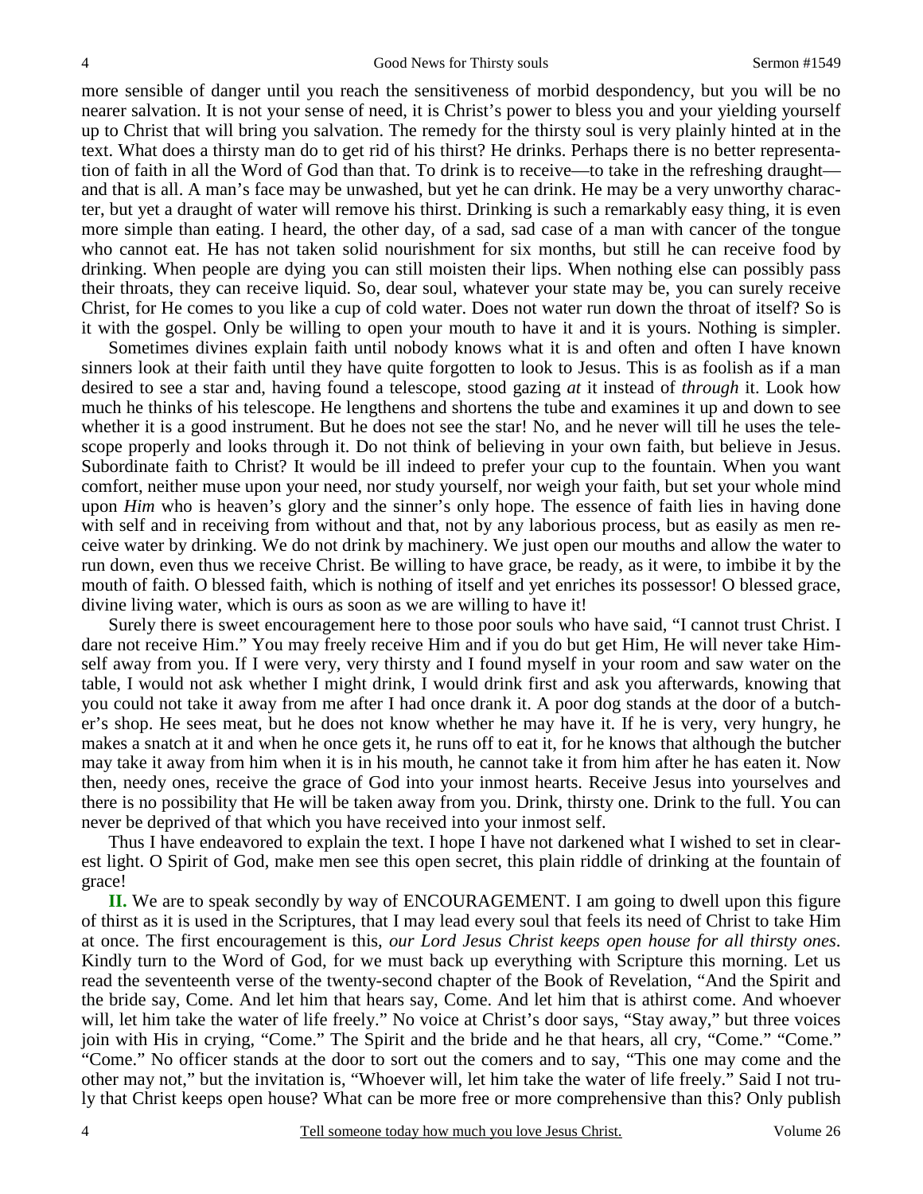more sensible of danger until you reach the sensitiveness of morbid despondency, but you will be no nearer salvation. It is not your sense of need, it is Christ's power to bless you and your yielding yourself up to Christ that will bring you salvation. The remedy for the thirsty soul is very plainly hinted at in the text. What does a thirsty man do to get rid of his thirst? He drinks. Perhaps there is no better representation of faith in all the Word of God than that. To drink is to receive—to take in the refreshing draught—and that is all. A man's face may be unwashed, but yet he can drink. He may be a very unworthy character, but yet a draught of water will remove his thirst. Drinking is such a remarkably easy thing, it is even more simple than eating. I heard, the other day, of a sad, sad case of a man with cancer of the tongue who cannot eat. He has not taken solid nourishment for six months, but still he can receive food by drinking. When people are dying you can still moisten their lips. When nothing else can possibly pass their throats, they can receive liquid. So, dear soul, whatever your state may be, you can surely receive Christ, for He comes to you like a cup of cold water. Does not water run down the throat of itself? So is it with the gospel. Only be willing to open your mouth to have it and it is yours. Nothing is simpler.

Sometimes divines explain faith until nobody knows what it is and often and often I have known sinners look at their faith until they have quite forgotten to look to Jesus. This is as foolish as if a man desired to see a star and, having found a telescope, stood gazing *at* it instead of *through* it. Look how much he thinks of his telescope. He lengthens and shortens the tube and examines it up and down to see whether it is a good instrument. But he does not see the star! No, and he never will till he uses the telescope properly and looks through it. Do not think of believing in your own faith, but believe in Jesus. Subordinate faith to Christ? It would be ill indeed to prefer your cup to the fountain. When you want comfort, neither muse upon your need, nor study yourself, nor weigh your faith, but set your whole mind upon *Him* who is heaven's glory and the sinner's only hope. The essence of faith lies in having done with self and in receiving from without and that, not by any laborious process, but as easily as men receive water by drinking. We do not drink by machinery. We just open our mouths and allow the water to run down, even thus we receive Christ. Be willing to have grace, be ready, as it were, to imbibe it by the mouth of faith. O blessed faith, which is nothing of itself and yet enriches its possessor! O blessed grace, divine living water, which is ours as soon as we are willing to have it!

Surely there is sweet encouragement here to those poor souls who have said, "I cannot trust Christ. I dare not receive Him." You may freely receive Him and if you do but get Him, He will never take Himself away from you. If I were very, very thirsty and I found myself in your room and saw water on the table, I would not ask whether I might drink, I would drink first and ask you afterwards, knowing that you could not take it away from me after I had once drank it. A poor dog stands at the door of a butcher's shop. He sees meat, but he does not know whether he may have it. If he is very, very hungry, he makes a snatch at it and when he once gets it, he runs off to eat it, for he knows that although the butcher may take it away from him when it is in his mouth, he cannot take it from him after he has eaten it. Now then, needy ones, receive the grace of God into your inmost hearts. Receive Jesus into yourselves and there is no possibility that He will be taken away from you. Drink, thirsty one. Drink to the full. You can never be deprived of that which you have received into your inmost self.

Thus I have endeavored to explain the text. I hope I have not darkened what I wished to set in clearest light. O Spirit of God, make men see this open secret, this plain riddle of drinking at the fountain of grace!

**II.** We are to speak secondly by way of ENCOURAGEMENT. I am going to dwell upon this figure of thirst as it is used in the Scriptures, that I may lead every soul that feels its need of Christ to take Him at once. The first encouragement is this, *our Lord Jesus Christ keeps open house for all thirsty ones*. Kindly turn to the Word of God, for we must back up everything with Scripture this morning. Let us read the seventeenth verse of the twenty-second chapter of the Book of Revelation, "And the Spirit and the bride say, Come. And let him that hears say, Come. And let him that is athirst come. And whoever will, let him take the water of life freely." No voice at Christ's door says, "Stay away," but three voices join with His in crying, "Come." The Spirit and the bride and he that hears, all cry, "Come." "Come." "Come." No officer stands at the door to sort out the comers and to say, "This one may come and the other may not," but the invitation is, "Whoever will, let him take the water of life freely." Said I not truly that Christ keeps open house? What can be more free or more comprehensive than this? Only publish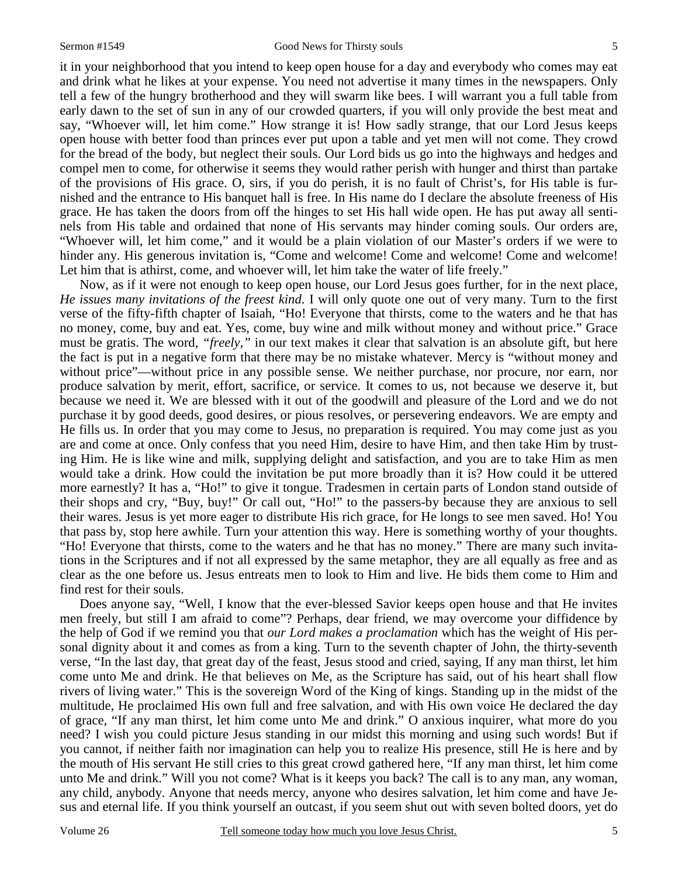it in your neighborhood that you intend to keep open house for a day and everybody who comes may eat and drink what he likes at your expense. You need not advertise it many times in the newspapers. Only tell a few of the hungry brotherhood and they will swarm like bees. I will warrant you a full table from early dawn to the set of sun in any of our crowded quarters, if you will only provide the best meat and say, "Whoever will, let him come." How strange it is! How sadly strange, that our Lord Jesus keeps open house with better food than princes ever put upon a table and yet men will not come. They crowd for the bread of the body, but neglect their souls. Our Lord bids us go into the highways and hedges and compel men to come, for otherwise it seems they would rather perish with hunger and thirst than partake of the provisions of His grace. O, sirs, if you do perish, it is no fault of Christ's, for His table is furnished and the entrance to His banquet hall is free. In His name do I declare the absolute freeness of His grace. He has taken the doors from off the hinges to set His hall wide open. He has put away all sentinels from His table and ordained that none of His servants may hinder coming souls. Our orders are, "Whoever will, let him come," and it would be a plain violation of our Master's orders if we were to hinder any. His generous invitation is, "Come and welcome! Come and welcome! Come and welcome! Let him that is athirst, come, and whoever will, let him take the water of life freely."

Now, as if it were not enough to keep open house, our Lord Jesus goes further, for in the next place, *He issues many invitations of the freest kind*. I will only quote one out of very many. Turn to the first verse of the fifty-fifth chapter of Isaiah, "Ho! Everyone that thirsts, come to the waters and he that has no money, come, buy and eat. Yes, come, buy wine and milk without money and without price." Grace must be gratis. The word, *"freely,"* in our text makes it clear that salvation is an absolute gift, but here the fact is put in a negative form that there may be no mistake whatever. Mercy is "without money and without price"—without price in any possible sense. We neither purchase, nor procure, nor earn, nor produce salvation by merit, effort, sacrifice, or service. It comes to us, not because we deserve it, but because we need it. We are blessed with it out of the goodwill and pleasure of the Lord and we do not purchase it by good deeds, good desires, or pious resolves, or persevering endeavors. We are empty and He fills us. In order that you may come to Jesus, no preparation is required. You may come just as you are and come at once. Only confess that you need Him, desire to have Him, and then take Him by trusting Him. He is like wine and milk, supplying delight and satisfaction, and you are to take Him as men would take a drink. How could the invitation be put more broadly than it is? How could it be uttered more earnestly? It has a, "Ho!" to give it tongue. Tradesmen in certain parts of London stand outside of their shops and cry, "Buy, buy!" Or call out, "Ho!" to the passers-by because they are anxious to sell their wares. Jesus is yet more eager to distribute His rich grace, for He longs to see men saved. Ho! You that pass by, stop here awhile. Turn your attention this way. Here is something worthy of your thoughts. "Ho! Everyone that thirsts, come to the waters and he that has no money." There are many such invitations in the Scriptures and if not all expressed by the same metaphor, they are all equally as free and as clear as the one before us. Jesus entreats men to look to Him and live. He bids them come to Him and find rest for their souls.

Does anyone say, "Well, I know that the ever-blessed Savior keeps open house and that He invites men freely, but still I am afraid to come"? Perhaps, dear friend, we may overcome your diffidence by the help of God if we remind you that *our Lord makes a proclamation* which has the weight of His personal dignity about it and comes as from a king. Turn to the seventh chapter of John, the thirty-seventh verse, "In the last day, that great day of the feast, Jesus stood and cried, saying, If any man thirst, let him come unto Me and drink. He that believes on Me, as the Scripture has said, out of his heart shall flow rivers of living water." This is the sovereign Word of the King of kings. Standing up in the midst of the multitude, He proclaimed His own full and free salvation, and with His own voice He declared the day of grace, "If any man thirst, let him come unto Me and drink." O anxious inquirer, what more do you need? I wish you could picture Jesus standing in our midst this morning and using such words! But if you cannot, if neither faith nor imagination can help you to realize His presence, still He is here and by the mouth of His servant He still cries to this great crowd gathered here, "If any man thirst, let him come unto Me and drink." Will you not come? What is it keeps you back? The call is to any man, any woman, any child, anybody. Anyone that needs mercy, anyone who desires salvation, let him come and have Jesus and eternal life. If you think yourself an outcast, if you seem shut out with seven bolted doors, yet do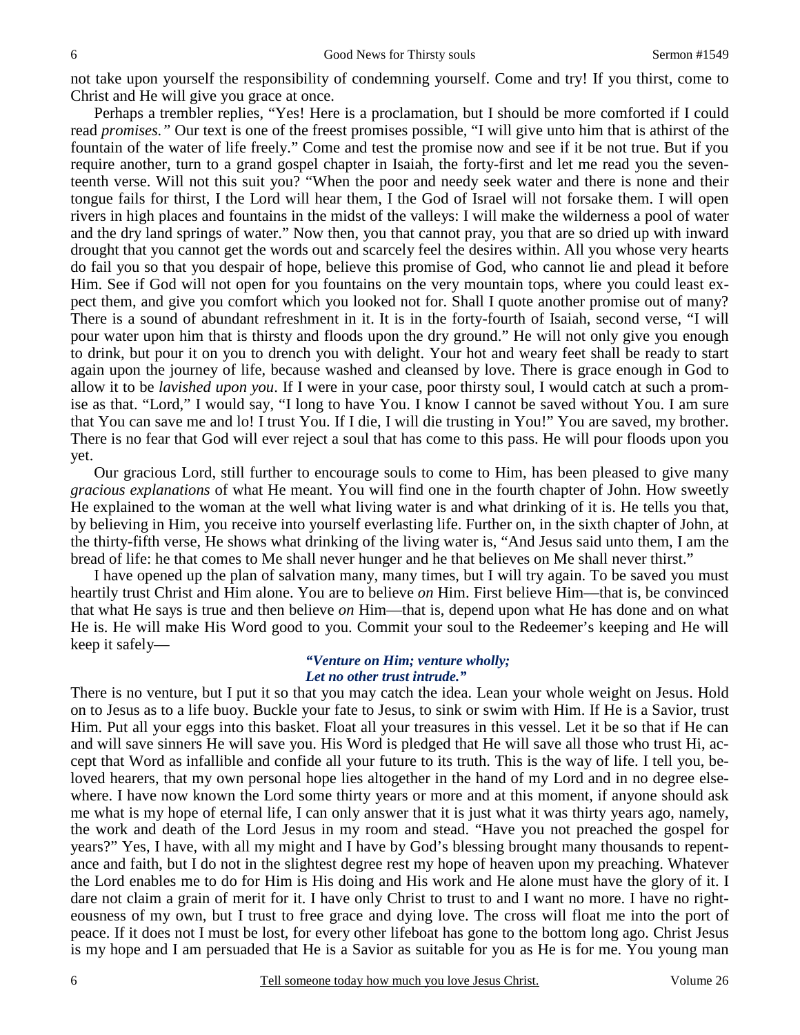not take upon yourself the responsibility of condemning yourself. Come and try! If you thirst, come to Christ and He will give you grace at once.

Perhaps a trembler replies, "Yes! Here is a proclamation, but I should be more comforted if I could read *promises."* Our text is one of the freest promises possible, "I will give unto him that is athirst of the fountain of the water of life freely." Come and test the promise now and see if it be not true. But if you require another, turn to a grand gospel chapter in Isaiah, the forty-first and let me read you the seventeenth verse. Will not this suit you? "When the poor and needy seek water and there is none and their tongue fails for thirst, I the Lord will hear them, I the God of Israel will not forsake them. I will open rivers in high places and fountains in the midst of the valleys: I will make the wilderness a pool of water and the dry land springs of water." Now then, you that cannot pray, you that are so dried up with inward drought that you cannot get the words out and scarcely feel the desires within. All you whose very hearts do fail you so that you despair of hope, believe this promise of God, who cannot lie and plead it before Him. See if God will not open for you fountains on the very mountain tops, where you could least expect them, and give you comfort which you looked not for. Shall I quote another promise out of many? There is a sound of abundant refreshment in it. It is in the forty-fourth of Isaiah, second verse, "I will pour water upon him that is thirsty and floods upon the dry ground." He will not only give you enough to drink, but pour it on you to drench you with delight. Your hot and weary feet shall be ready to start again upon the journey of life, because washed and cleansed by love. There is grace enough in God to allow it to be *lavished upon you*. If I were in your case, poor thirsty soul, I would catch at such a promise as that. "Lord," I would say, "I long to have You. I know I cannot be saved without You. I am sure that You can save me and lo! I trust You. If I die, I will die trusting in You!" You are saved, my brother. There is no fear that God will ever reject a soul that has come to this pass. He will pour floods upon you yet.

Our gracious Lord, still further to encourage souls to come to Him, has been pleased to give many *gracious explanations* of what He meant. You will find one in the fourth chapter of John. How sweetly He explained to the woman at the well what living water is and what drinking of it is. He tells you that, by believing in Him, you receive into yourself everlasting life. Further on, in the sixth chapter of John, at the thirty-fifth verse, He shows what drinking of the living water is, "And Jesus said unto them, I am the bread of life: he that comes to Me shall never hunger and he that believes on Me shall never thirst."

I have opened up the plan of salvation many, many times, but I will try again. To be saved you must heartily trust Christ and Him alone. You are to believe *on* Him. First believe Him—that is, be convinced that what He says is true and then believe *on* Him—that is, depend upon what He has done and on what He is. He will make His Word good to you. Commit your soul to the Redeemer's keeping and He will keep it safely—

> ***"Venture on Him; venture wholly;***
> ***Let no other trust intrude."***

There is no venture, but I put it so that you may catch the idea. Lean your whole weight on Jesus. Hold on to Jesus as to a life buoy. Buckle your fate to Jesus, to sink or swim with Him. If He is a Savior, trust Him. Put all your eggs into this basket. Float all your treasures in this vessel. Let it be so that if He can and will save sinners He will save you. His Word is pledged that He will save all those who trust Hi, accept that Word as infallible and confide all your future to its truth. This is the way of life. I tell you, beloved hearers, that my own personal hope lies altogether in the hand of my Lord and in no degree elsewhere. I have now known the Lord some thirty years or more and at this moment, if anyone should ask me what is my hope of eternal life, I can only answer that it is just what it was thirty years ago, namely, the work and death of the Lord Jesus in my room and stead. "Have you not preached the gospel for years?" Yes, I have, with all my might and I have by God's blessing brought many thousands to repentance and faith, but I do not in the slightest degree rest my hope of heaven upon my preaching. Whatever the Lord enables me to do for Him is His doing and His work and He alone must have the glory of it. I dare not claim a grain of merit for it. I have only Christ to trust to and I want no more. I have no righteousness of my own, but I trust to free grace and dying love. The cross will float me into the port of peace. If it does not I must be lost, for every other lifeboat has gone to the bottom long ago. Christ Jesus is my hope and I am persuaded that He is a Savior as suitable for you as He is for me. You young man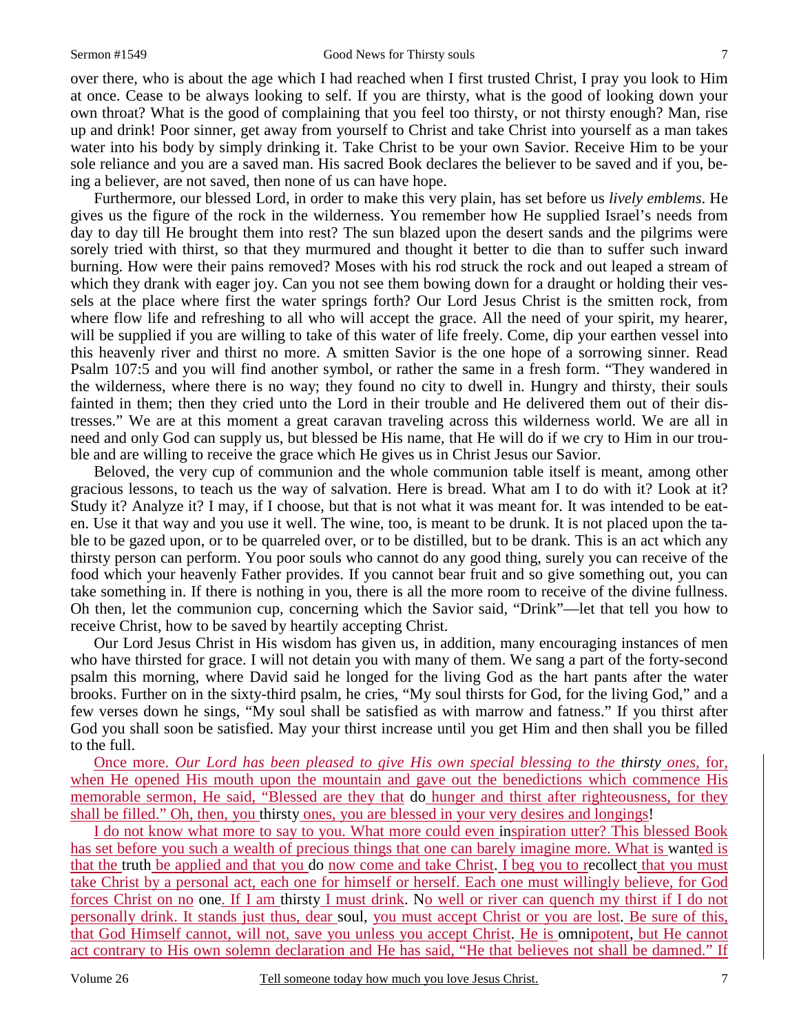over there, who is about the age which I had reached when I first trusted Christ, I pray you look to Him at once. Cease to be always looking to self. If you are thirsty, what is the good of looking down your own throat? What is the good of complaining that you feel too thirsty, or not thirsty enough? Man, rise up and drink! Poor sinner, get away from yourself to Christ and take Christ into yourself as a man takes water into his body by simply drinking it. Take Christ to be your own Savior. Receive Him to be your sole reliance and you are a saved man. His sacred Book declares the believer to be saved and if you, being a believer, are not saved, then none of us can have hope.

Furthermore, our blessed Lord, in order to make this very plain, has set before us *lively emblems*. He gives us the figure of the rock in the wilderness. You remember how He supplied Israel's needs from day to day till He brought them into rest? The sun blazed upon the desert sands and the pilgrims were sorely tried with thirst, so that they murmured and thought it better to die than to suffer such inward burning. How were their pains removed? Moses with his rod struck the rock and out leaped a stream of which they drank with eager joy. Can you not see them bowing down for a draught or holding their vessels at the place where first the water springs forth? Our Lord Jesus Christ is the smitten rock, from where flow life and refreshing to all who will accept the grace. All the need of your spirit, my hearer, will be supplied if you are willing to take of this water of life freely. Come, dip your earthen vessel into this heavenly river and thirst no more. A smitten Savior is the one hope of a sorrowing sinner. Read Psalm 107:5 and you will find another symbol, or rather the same in a fresh form. "They wandered in the wilderness, where there is no way; they found no city to dwell in. Hungry and thirsty, their souls fainted in them; then they cried unto the Lord in their trouble and He delivered them out of their distresses." We are at this moment a great caravan traveling across this wilderness world. We are all in need and only God can supply us, but blessed be His name, that He will do if we cry to Him in our trouble and are willing to receive the grace which He gives us in Christ Jesus our Savior.

Beloved, the very cup of communion and the whole communion table itself is meant, among other gracious lessons, to teach us the way of salvation. Here is bread. What am I to do with it? Look at it? Study it? Analyze it? I may, if I choose, but that is not what it was meant for. It was intended to be eaten. Use it that way and you use it well. The wine, too, is meant to be drunk. It is not placed upon the table to be gazed upon, or to be quarreled over, or to be distilled, but to be drank. This is an act which any thirsty person can perform. You poor souls who cannot do any good thing, surely you can receive of the food which your heavenly Father provides. If you cannot bear fruit and so give something out, you can take something in. If there is nothing in you, there is all the more room to receive of the divine fullness. Oh then, let the communion cup, concerning which the Savior said, "Drink"—let that tell you how to receive Christ, how to be saved by heartily accepting Christ.

Our Lord Jesus Christ in His wisdom has given us, in addition, many encouraging instances of men who have thirsted for grace. I will not detain you with many of them. We sang a part of the forty-second psalm this morning, where David said he longed for the living God as the hart pants after the water brooks. Further on in the sixty-third psalm, he cries, "My soul thirsts for God, for the living God," and a few verses down he sings, "My soul shall be satisfied as with marrow and fatness." If you thirst after God you shall soon be satisfied. May your thirst increase until you get Him and then shall you be filled to the full.

Once more. *Our Lord has been pleased to give His own special blessing to the thirsty ones*, for, when He opened His mouth upon the mountain and gave out the benedictions which commence His memorable sermon, He said, "Blessed are they that do hunger and thirst after righteousness, for they shall be filled." Oh, then, you thirsty ones, you are blessed in your very desires and longings!

I do not know what more to say to you. What could even inspiration utter? This blessed Book has set before you such a wealth of precious things that one can barely imagine more. What is wanted is that the truth be applied and that you do now come and take Christ. I beg you to recollect that you must take Christ by a personal act, each one for himself or herself. Each one must willingly believe, for God forces Christ on no one. If I am thirsty I must drink. No well or river can quench my thirst if I do not personally drink. It stands just thus, dear soul, you must accept Christ or you are lost. Be sure of this, that God Himself cannot, will not, save you unless you accept Christ. He is omnipotent, but He cannot act contrary to His own solemn declaration and He has said, "He that believes not shall be damned." If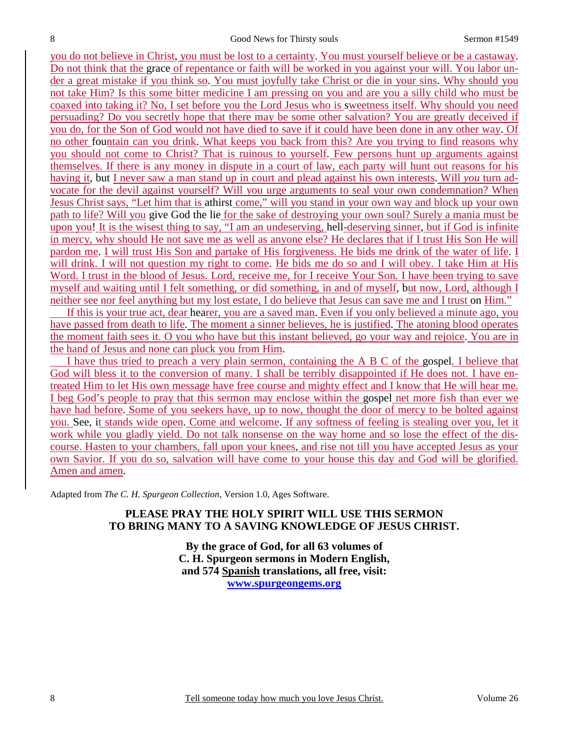you do not believe in Christ, you must be lost to a certainty. You must yourself believe or be a castaway. Do not think that the grace of repentance or faith will be worked in you against your will. You labor under a great mistake if you think so. You must joyfully take Christ or die in your sins. Why should you not take Him? Is this some bitter medicine I am pressing on you and are you a silly child who must be coaxed into taking it? No, I set before you the Lord Jesus who is sweetness itself. Why should you need persuading? Do you secretly hope that there may be some other salvation? You are greatly deceived if you do, for the Son of God would not have died to save if it could have been done in any other way. Of no other fountain can you drink. What keeps you back from this? Are you trying to find reasons why you should not come to Christ? That is ruinous to yourself. Few persons hunt up arguments against themselves. If there is any money in dispute in a court of law, each party will hunt out reasons for his having it, but I never saw a man stand up in court and plead against his own interests. Will *you* turn advocate for the devil against yourself? Will you urge arguments to seal your own condemnation? When Jesus Christ says, "Let him that is athirst come," will you stand in your own way and block up your own path to life? Will you give God the lie for the sake of destroying your own soul? Surely a mania must be upon you! It is the wisest thing to say, "I am an undeserving, hell-deserving sinner, but if God is infinite in mercy, why should He not save me as well as anyone else? He declares that if I trust His Son He will pardon me. I will trust His Son and partake of His forgiveness. He bids me drink of the water of life. I will drink. I will not question my right to come. He bids me do so and I will obey. I take Him at His Word. I trust in the blood of Jesus. Lord, receive me, for I receive Your Son. I have been trying to save myself and waiting until I felt something, or did something, in and of myself, but now, Lord, although I neither see nor feel anything but my lost estate, I do believe that Jesus can save me and I trust on Him."

If this is your true act, dear hearer, you are a saved man. Even if you only believed a minute ago, you have passed from death to life. The moment a sinner believes, he is justified. The atoning blood operates the moment faith sees it. O you who have but this instant believed, go your way and rejoice. You are in the hand of Jesus and none can pluck you from Him.

I have thus tried to preach a very plain sermon, containing the A B C of the gospel. I believe that God will bless it to the conversion of many. I shall be terribly disappointed if He does not. I have entreated Him to let His own message have free course and mighty effect and I know that He will hear me. I beg God's people to pray that this sermon may enclose within the gospel net more fish than ever we have had before. Some of you seekers have, up to now, thought the door of mercy to be bolted against you. See, it stands wide open. Come and welcome. If any softness of feeling is stealing over you, let it work while you gladly yield. Do not talk nonsense on the way home and so lose the effect of the discourse. Hasten to your chambers, fall upon your knees, and rise not till you have accepted Jesus as your own Savior. If you do so, salvation will have come to your house this day and God will be glorified. Amen and amen.

Adapted from *The C. H. Spurgeon Collection*, Version 1.0, Ages Software.

**PLEASE PRAY THE HOLY SPIRIT WILL USE THIS SERMON TO BRING MANY TO A SAVING KNOWLEDGE OF JESUS CHRIST.**

**By the grace of God, for all 63 volumes of C. H. Spurgeon sermons in Modern English, and 574 Spanish translations, all free, visit: www.spurgeongems.org**

Tell someone today how much you love Jesus Christ.